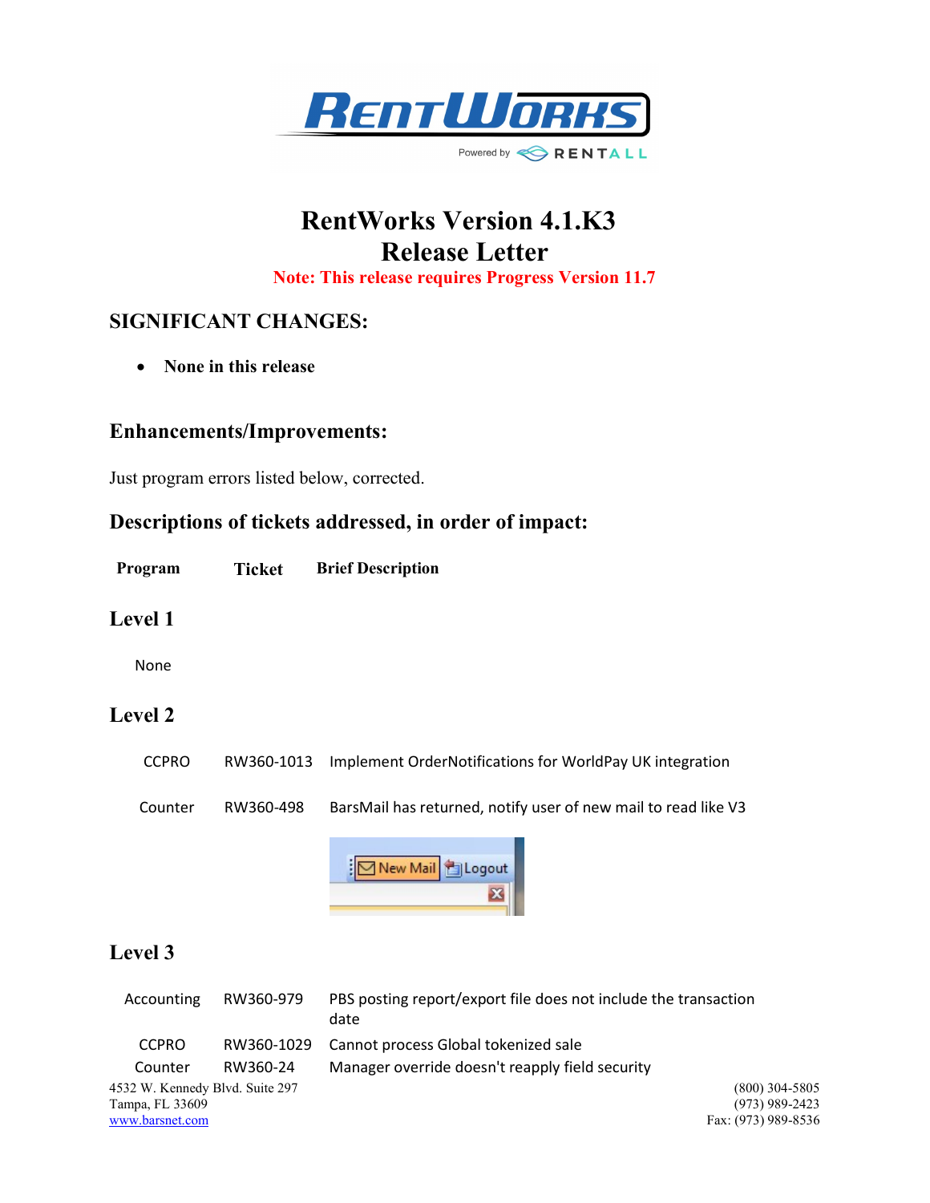# RentWorks Version 4.1.K3
# Release Letter

**Note: This release requires Progress Version 11.7**

## SIGNIFICANT CHANGES:

- **None in this release**

## Enhancements/Improvements:

Just program errors listed below, corrected.

## Descriptions of tickets addressed, in order of impact:

| Program | Ticket | Brief Description |
|---|---|---|

### Level 1

None

### Level 2

| Program | Ticket | Brief Description |
|---|---|---|
| CCPRO | RW360-1013 | Implement OrderNotifications for WorldPay UK integration |
| Counter | RW360-498 | BarsMail has returned, notify user of new mail to read like V3 |

### Level 3

| Program | Ticket | Brief Description |
|---|---|---|
| Accounting | RW360-979 | PBS posting report/export file does not include the transaction date |
| CCPRO | RW360-1029 | Cannot process Global tokenized sale |
| Counter | RW360-24 | Manager override doesn't reapply field security |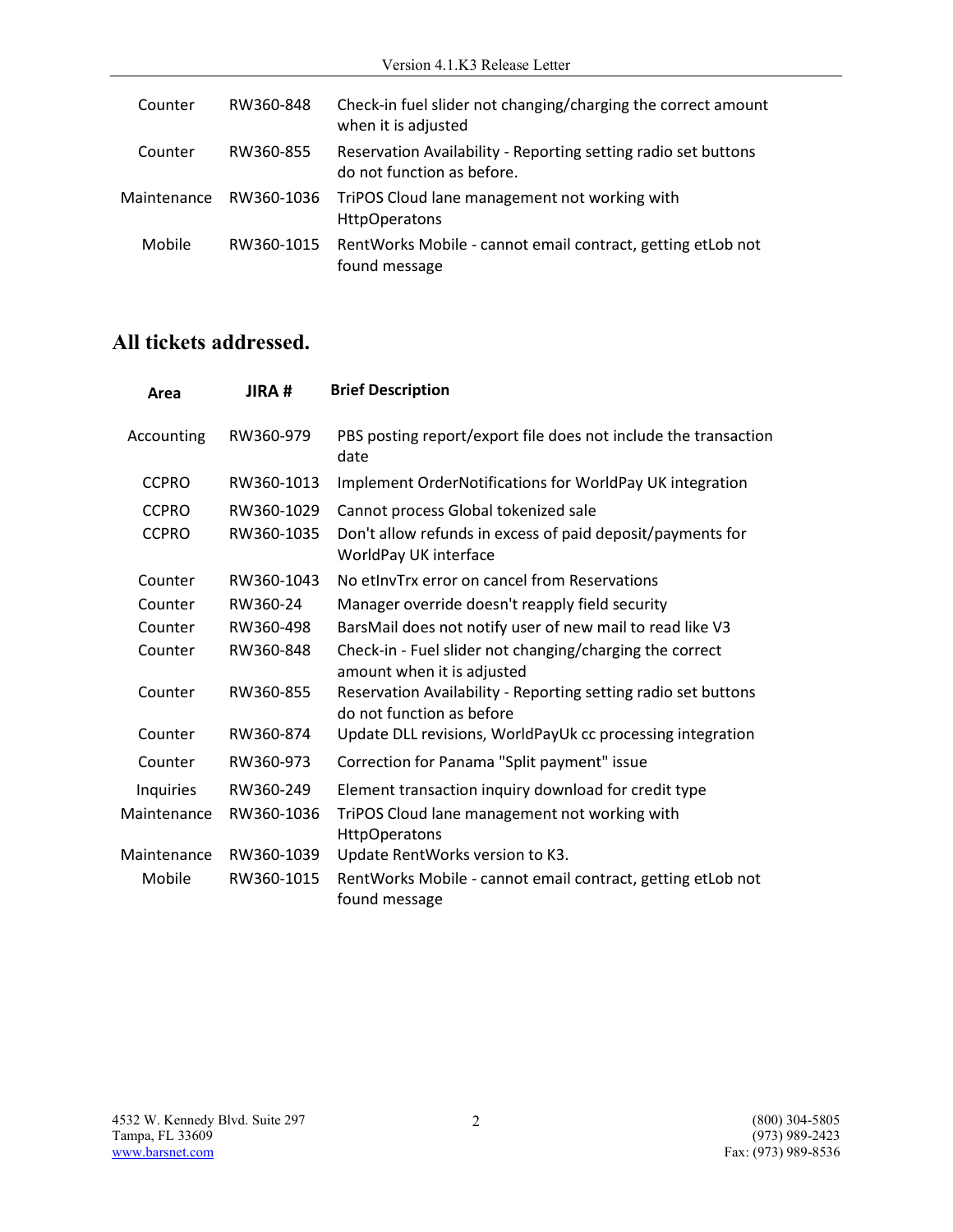| | | |
|---|---|---|
| Counter | RW360-848 | Check-in fuel slider not changing/charging the correct amount when it is adjusted |
| Counter | RW360-855 | Reservation Availability - Reporting setting radio set buttons do not function as before. |
| Maintenance | RW360-1036 | TriPOS Cloud lane management not working with HttpOperatons |
| Mobile | RW360-1015 | RentWorks Mobile - cannot email contract, getting etLob not found message |

## All tickets addressed.

| Area | JIRA # | Brief Description |
|---|---|---|
| Accounting | RW360-979 | PBS posting report/export file does not include the transaction date |
| CCPRO | RW360-1013 | Implement OrderNotifications for WorldPay UK integration |
| CCPRO | RW360-1029 | Cannot process Global tokenized sale |
| CCPRO | RW360-1035 | Don't allow refunds in excess of paid deposit/payments for WorldPay UK interface |
| Counter | RW360-1043 | No etInvTrx error on cancel from Reservations |
| Counter | RW360-24 | Manager override doesn't reapply field security |
| Counter | RW360-498 | BarsMail does not notify user of new mail to read like V3 |
| Counter | RW360-848 | Check-in - Fuel slider not changing/charging the correct amount when it is adjusted |
| Counter | RW360-855 | Reservation Availability - Reporting setting radio set buttons do not function as before |
| Counter | RW360-874 | Update DLL revisions, WorldPayUk cc processing integration |
| Counter | RW360-973 | Correction for Panama "Split payment" issue |
| Inquiries | RW360-249 | Element transaction inquiry download for credit type |
| Maintenance | RW360-1036 | TriPOS Cloud lane management not working with HttpOperatons |
| Maintenance | RW360-1039 | Update RentWorks version to K3. |
| Mobile | RW360-1015 | RentWorks Mobile - cannot email contract, getting etLob not found message |